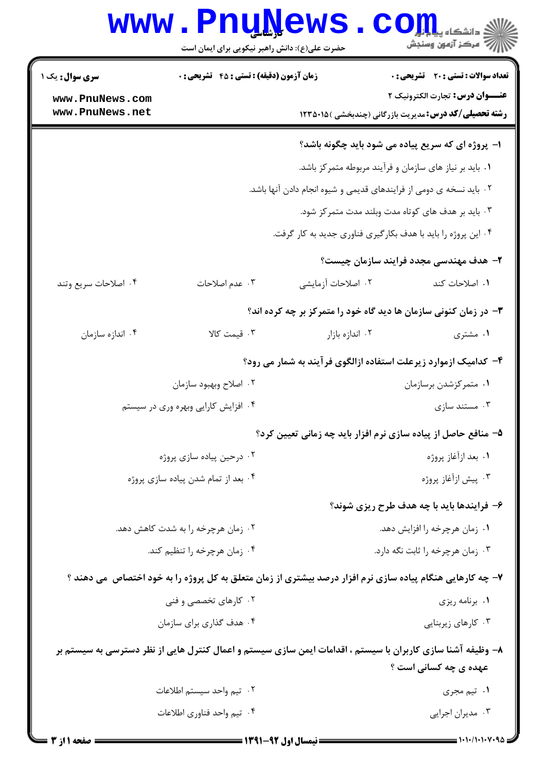**سری سوال:** یک ۱

**زمان آزمون (دقیقه) : تستی : ۴۵ تشریحی : ۰**

**تعداد سوالات : تستی : ۲۰ تشریحی : ۰**

**عنـــوان درس:** تجارت الکترونیک ۲

**رشته تحصیلی/کد درس:** مدیریت بازرگانی (چندبخشی )۱۲۳۵۰۱۵

**۱- پروژه ای که سریع پیاده می شود باید چگونه باشد؟**

۱. باید بر نیاز های سازمان و فرآیند مربوطه متمرکز باشد.

۲. باید نسخه ی دومی از فرایندهای قدیمی و شیوه انجام دادن آنها باشد.

۳. باید بر هدف های کوتاه مدت وبلند مدت متمرکز شود.

۴. این پروژه را باید با هدف بکارگیری فناوری جدید به کار گرفت.

**۲- هدف مهندسی مجدد فرایند سازمان چیست؟**

۱. اصلاحات کند  ۲. اصلاحات آزمایشی  ۳. عدم اصلاحات  ۴. اصلاحات سریع وتند

**۳- در زمان کنونی سازمان ها دید گاه خود را متمرکز بر چه کرده اند؟**

۱. مشتری  ۲. اندازه بازار  ۳. قیمت کالا  ۴. اندازه سازمان

**۴- کدامیک ازموارد زیرعلت استفاده ازالگوی فرآیند به شمار می رود؟**

۱. متمرکزشدن برسازمان  ۲. اصلاح وبهبود سازمان

۳. مستند سازی  ۴. افزایش کارایی وبهره وری در سیستم

**۵- منافع حاصل از پیاده سازی نرم افزار باید چه زمانی تعیین کرد؟**

۱. بعد ازآغاز پروژه  ۲. درحین پیاده سازی پروژه

۳. پیش ازآغاز پروژه  ۴. بعد از تمام شدن پیاده سازی پروژه

**۶- فرایندها باید با چه هدف طرح ریزی شوند؟**

۱. زمان هرچرخه را افزایش دهد.  ۲. زمان هرچرخه را به شدت کاهش دهد.

۳. زمان هرچرخه را ثابت نگه دارد.  ۴. زمان هرچرخه را تنظیم کند.

**۷- چه کارهایی هنگام پیاده سازی نرم افزار درصد بیشتری از زمان متعلق به کل پروژه را به خود اختصاص می دهند ؟**

۱. برنامه ریزی  ۲. کارهای تخصصی و فنی

۳. کارهای زیربنایی  ۴. هدف گذاری برای سازمان

**۸- وظیفه آشنا سازی کاربران با سیستم ، اقدامات ایمن سازی سیستم و اعمال کنترل هایی از نظر دسترسی به سیستم بر عهده ی چه کسانی است ؟**

۱. تیم مجری  ۲. تیم واحد سیستم اطلاعات

۳. مدیران اجرایی  ۴. تیم واحد فناوری اطلاعات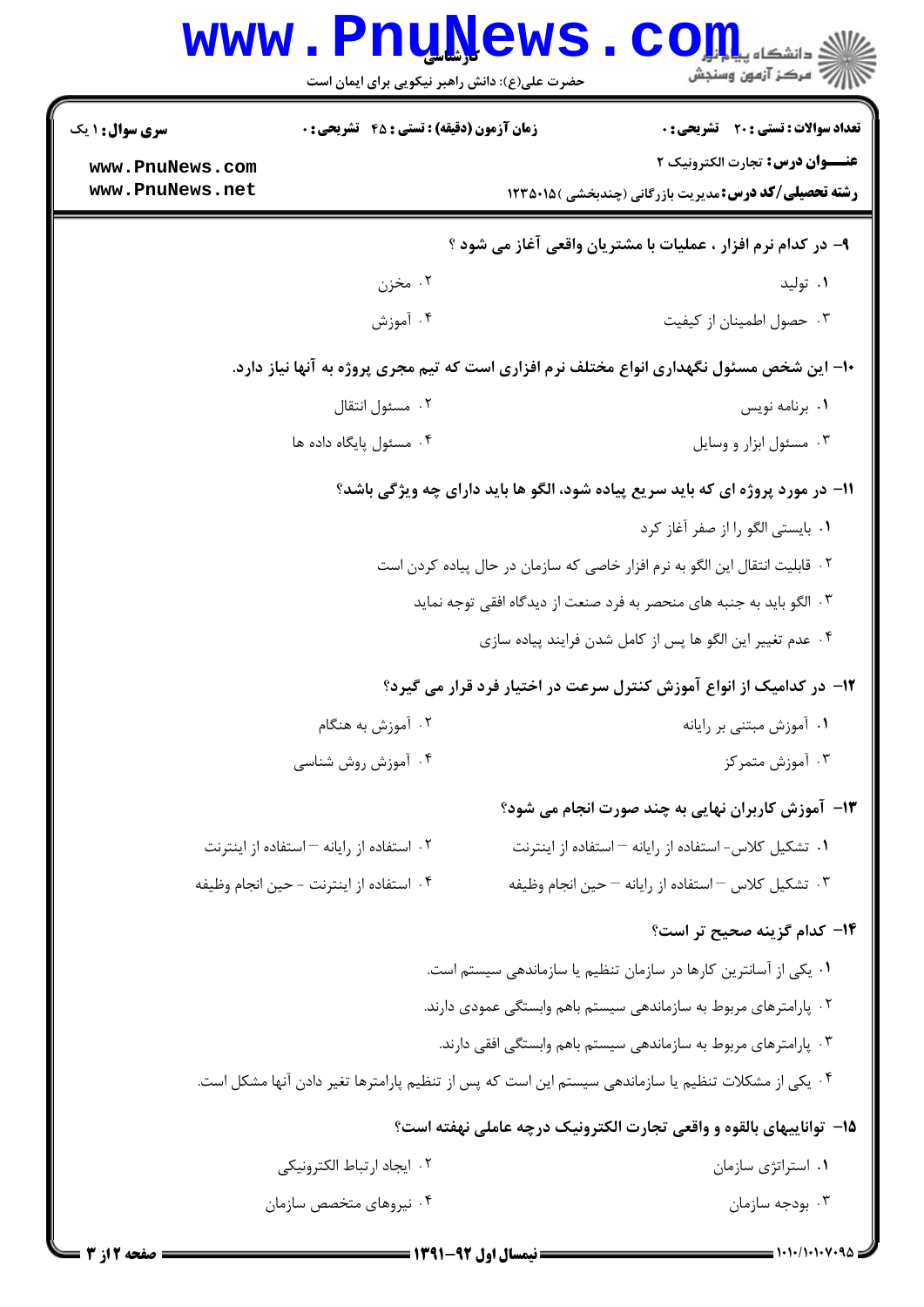**سری سوال:** ۱ یک

**زمان آزمون (دقیقه) : تستی : ۴۵ تشریحی : ۰**

**تعداد سوالات : تستی : ۲۰ تشریحی : ۰**

**عنـــوان درس:** تجارت الکترونیک ۲

**رشته تحصیلی/کد درس:** مدیریت بازرگانی (چندبخشی )۱۲۳۵۰۱۵

**۹- در کدام نرم افزار ، عملیات با مشتریان واقعی آغاز می شود ؟**

۱. تولید
۲. مخزن
۳. حصول اطمینان از کیفیت
۴. آموزش

**۱۰- این شخص مسئول نگهداری انواع مختلف نرم افزاری است که تیم مجری پروژه به آنها نیاز دارد.**

۱. برنامه نویس
۲. مسئول انتقال
۳. مسئول ابزار و وسایل
۴. مسئول پایگاه داده ها

**۱۱- در مورد پروژه ای که باید سریع پیاده شود، الگو ها باید دارای چه ویژگی باشد؟**

۱. بایستی الگو را از صفر آغاز کرد
۲. قابلیت انتقال این الگو به نرم افزار خاصی که سازمان در حال پیاده کردن است
۳. الگو باید به جنبه های منحصر به فرد صنعت از دیدگاه افقی توجه نماید
۴. عدم تغییر این الگو ها پس از کامل شدن فرایند پیاده سازی

**۱۲- در کدامیک از انواع آموزش کنترل سرعت در اختیار فرد قرار می گیرد؟**

۱. آموزش مبتنی بر رایانه
۲. آموزش به هنگام
۳. آموزش متمرکز
۴. آموزش روش شناسی

**۱۳- آموزش کاربران نهایی به چند صورت انجام می شود؟**

۱. تشکیل کلاس- استفاده از رایانه – استفاده از اینترنت
۲. استفاده از رایانه – استفاده از اینترنت
۳. تشکیل کلاس – استفاده از رایانه – حین انجام وظیفه
۴. استفاده از اینترنت - حین انجام وظیفه

**۱۴- کدام گزینه صحیح تر است؟**

۱. یکی از آسانترین کارها در سازمان تنظیم یا سازماندهی سیستم است.
۲. پارامترهای مربوط به سازماندهی سیستم باهم وابستگی عمودی دارند.
۳. پارامترهای مربوط به سازماندهی سیستم باهم وابستگی افقی دارند.
۴. یکی از مشکلات تنظیم یا سازماندهی سیستم این است که پس از تنظیم پارامترها تغیر دادن آنها مشکل است.

**۱۵- تواناییهای بالقوه و واقعی تجارت الکترونیک درچه عاملی نهفته است؟**

۱. استراتژی سازمان
۲. ایجاد ارتباط الکترونیکی
۳. بودجه سازمان
۴. نیروهای متخصص سازمان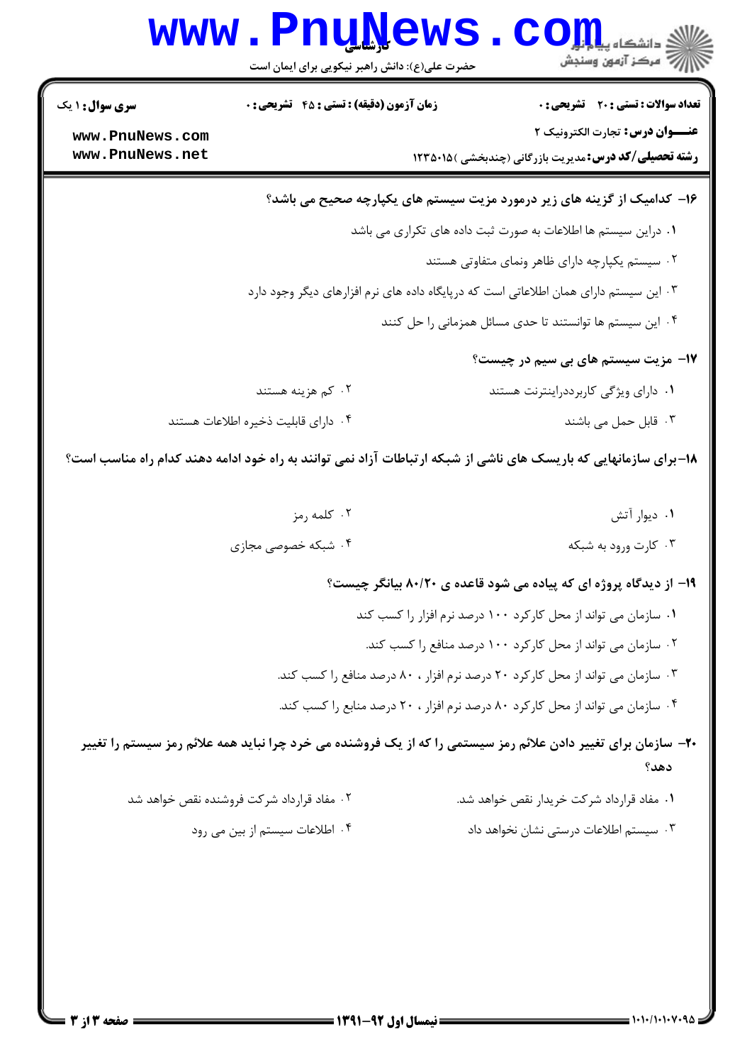۱۶- کدامیک از گزینه های زیر درمورد مزیت سیستم های یکپارچه صحیح می باشد؟

۱. دراین سیستم ها اطلاعات به صورت ثبت داده های تکراری می باشد

۲. سیستم یکپارچه دارای ظاهر ونمای متفاوتی هستند

۳. این سیستم دارای همان اطلاعاتی است که درپایگاه داده های نرم افزارهای دیگر وجود دارد

۴. این سیستم ها توانستند تا حدی مسائل همزمانی را حل کنند

۱۷- مزیت سیستم های بی سیم در چیست؟

۱. دارای ویژگی کاربرددراینترنت هستند

۲. کم هزینه هستند

۳. قابل حمل می باشند

۴. دارای قابلیت ذخیره اطلاعات هستند

۱۸-برای سازمانهایی که باریسک های ناشی از شبکه ارتباطات آزاد نمی توانند به راه خود ادامه دهند کدام راه مناسب است؟

۱. دیوار آتش

۲. کلمه رمز

۳. کارت ورود به شبکه

۴. شبکه خصوصی مجازی

۱۹- از دیدگاه پروژه ای که پیاده می شود قاعده ی ۸۰/۲۰ بیانگر چیست؟

۱. سازمان می تواند از محل کارکرد ۱۰۰ درصد نرم افزار را کسب کند

۲. سازمان می تواند از محل کارکرد ۱۰۰ درصد منافع را کسب کند.

۳. سازمان می تواند از محل کارکرد ۲۰ درصد نرم افزار ، ۸۰ درصد منافع را کسب کند.

۴. سازمان می تواند از محل کارکرد ۸۰ درصد نرم افزار ، ۲۰ درصد منابع را کسب کند.

۲۰- سازمان برای تغییر دادن علائم رمز سیستمی را که از یک فروشنده می خرد چرا نباید همه علائم رمز سیستم را تغییر دهد؟

۱. مفاد قرارداد شرکت خریدار نقض خواهد شد.

۲. مفاد قرارداد شرکت فروشنده نقض خواهد شد

۳. سیستم اطلاعات درستی نشان نخواهد داد

۴. اطلاعات سیستم از بین می رود